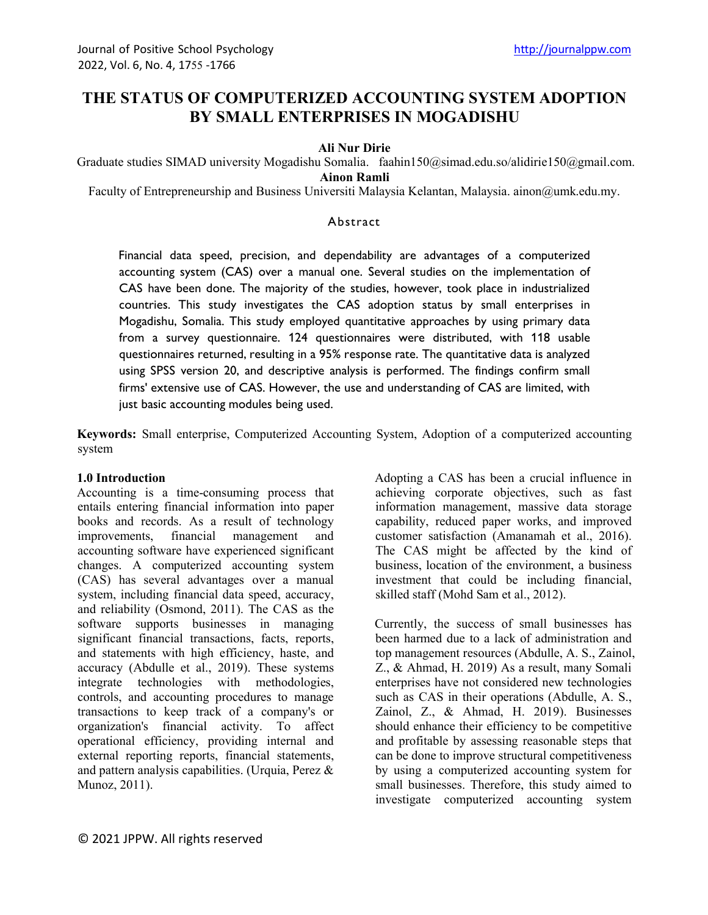# THE STATUS OF COMPUTERIZED ACCOUNTING SYSTEM ADOPTION BY SMALL ENTERPRISES IN MOGADISHU

**Ali Nur Dirie**

Graduate studies SIMAD university Mogadishu Somalia. faahin150@simad.edu.so/alidirie150@gmail.com.

**Ainon Ramli**

Faculty of Entrepreneurship and Business Universiti Malaysia Kelantan, Malaysia. ainon@umk.edu.my.

## Abstract

Financial data speed, precision, and dependability are advantages of a computerized accounting system (CAS) over a manual one. Several studies on the implementation of CAS have been done. The majority of the studies, however, took place in industrialized countries. This study investigates the CAS adoption status by small enterprises in Mogadishu, Somalia. This study employed quantitative approaches by using primary data from a survey questionnaire. 124 questionnaires were distributed, with 118 usable questionnaires returned, resulting in a 95% response rate. The quantitative data is analyzed using SPSS version 20, and descriptive analysis is performed. The findings confirm small firms' extensive use of CAS. However, the use and understanding of CAS are limited, with just basic accounting modules being used.

**Keywords:** Small enterprise, Computerized Accounting System, Adoption of a computerized accounting system

## 1.0 Introduction

Accounting is a time-consuming process that entails entering financial information into paper books and records. As a result of technology improvements, financial management and accounting software have experienced significant changes. A computerized accounting system (CAS) has several advantages over a manual system, including financial data speed, accuracy, and reliability (Osmond, 2011). The CAS as the software supports businesses in managing significant financial transactions, facts, reports, and statements with high efficiency, haste, and accuracy (Abdulle et al., 2019). These systems integrate technologies with methodologies, controls, and accounting procedures to manage transactions to keep track of a company's or organization's financial activity. To affect operational efficiency, providing internal and external reporting reports, financial statements, and pattern analysis capabilities. (Urquia, Perez & Munoz, 2011).

Adopting a CAS has been a crucial influence in achieving corporate objectives, such as fast information management, massive data storage capability, reduced paper works, and improved customer satisfaction (Amanamah et al., 2016). The CAS might be affected by the kind of business, location of the environment, a business investment that could be including financial, skilled staff (Mohd Sam et al., 2012).

Currently, the success of small businesses has been harmed due to a lack of administration and top management resources (Abdulle, A. S., Zainol, Z., & Ahmad, H. 2019) As a result, many Somali enterprises have not considered new technologies such as CAS in their operations (Abdulle, A. S., Zainol, Z., & Ahmad, H. 2019). Businesses should enhance their efficiency to be competitive and profitable by assessing reasonable steps that can be done to improve structural competitiveness by using a computerized accounting system for small businesses. Therefore, this study aimed to investigate computerized accounting system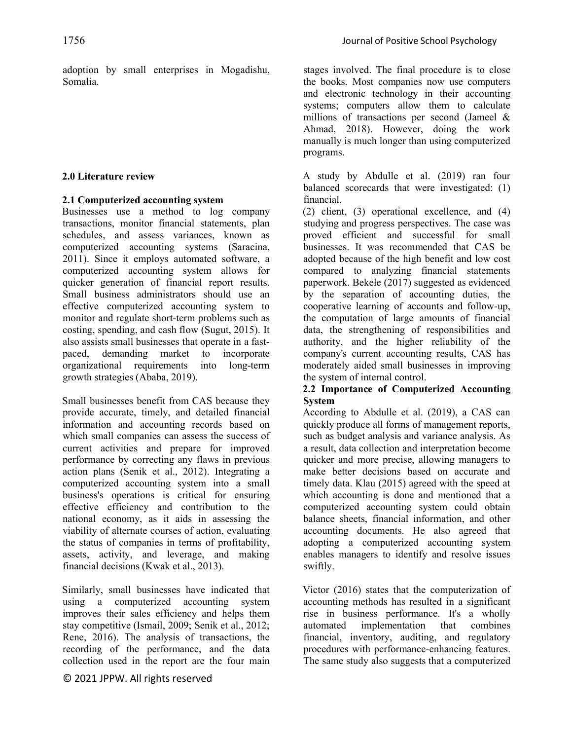adoption by small enterprises in Mogadishu, Somalia.

## 2.0 Literature review

### 2.1 Computerized accounting system

Businesses use a method to log company transactions, monitor financial statements, plan schedules, and assess variances, known as computerized accounting systems (Saracina, 2011). Since it employs automated software, a computerized accounting system allows for quicker generation of financial report results. Small business administrators should use an effective computerized accounting system to monitor and regulate short-term problems such as costing, spending, and cash flow (Sugut, 2015). It also assists small businesses that operate in a fast-paced, demanding market to incorporate organizational requirements into long-term growth strategies (Ababa, 2019).

Small businesses benefit from CAS because they provide accurate, timely, and detailed financial information and accounting records based on which small companies can assess the success of current activities and prepare for improved performance by correcting any flaws in previous action plans (Senik et al., 2012). Integrating a computerized accounting system into a small business's operations is critical for ensuring effective efficiency and contribution to the national economy, as it aids in assessing the viability of alternate courses of action, evaluating the status of companies in terms of profitability, assets, activity, and leverage, and making financial decisions (Kwak et al., 2013).

Similarly, small businesses have indicated that using a computerized accounting system improves their sales efficiency and helps them stay competitive (Ismail, 2009; Senik et al., 2012; Rene, 2016). The analysis of transactions, the recording of the performance, and the data collection used in the report are the four main stages involved. The final procedure is to close the books. Most companies now use computers and electronic technology in their accounting systems; computers allow them to calculate millions of transactions per second (Jameel & Ahmad, 2018). However, doing the work manually is much longer than using computerized programs.

A study by Abdulle et al. (2019) ran four balanced scorecards that were investigated: (1) financial, (2) client, (3) operational excellence, and (4) studying and progress perspectives. The case was proved efficient and successful for small businesses. It was recommended that CAS be adopted because of the high benefit and low cost compared to analyzing financial statements paperwork. Bekele (2017) suggested as evidenced by the separation of accounting duties, the cooperative learning of accounts and follow-up, the computation of large amounts of financial data, the strengthening of responsibilities and authority, and the higher reliability of the company's current accounting results, CAS has moderately aided small businesses in improving the system of internal control.

### 2.2 Importance of Computerized Accounting System

According to Abdulle et al. (2019), a CAS can quickly produce all forms of management reports, such as budget analysis and variance analysis. As a result, data collection and interpretation become quicker and more precise, allowing managers to make better decisions based on accurate and timely data. Klau (2015) agreed with the speed at which accounting is done and mentioned that a computerized accounting system could obtain balance sheets, financial information, and other accounting documents. He also agreed that adopting a computerized accounting system enables managers to identify and resolve issues swiftly.

Victor (2016) states that the computerization of accounting methods has resulted in a significant rise in business performance. It's a wholly automated implementation that combines financial, inventory, auditing, and regulatory procedures with performance-enhancing features. The same study also suggests that a computerized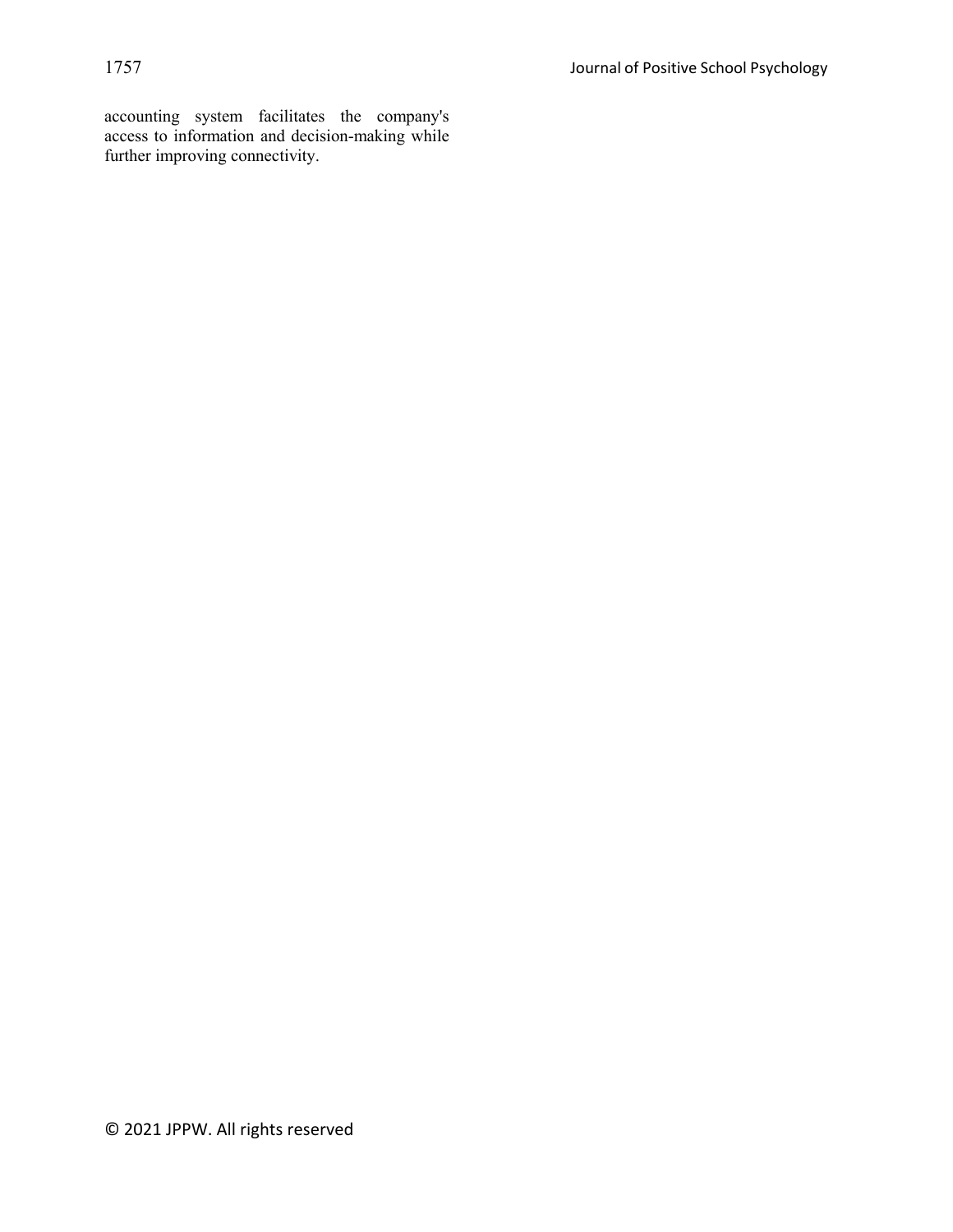accounting system facilitates the company's access to information and decision-making while further improving connectivity.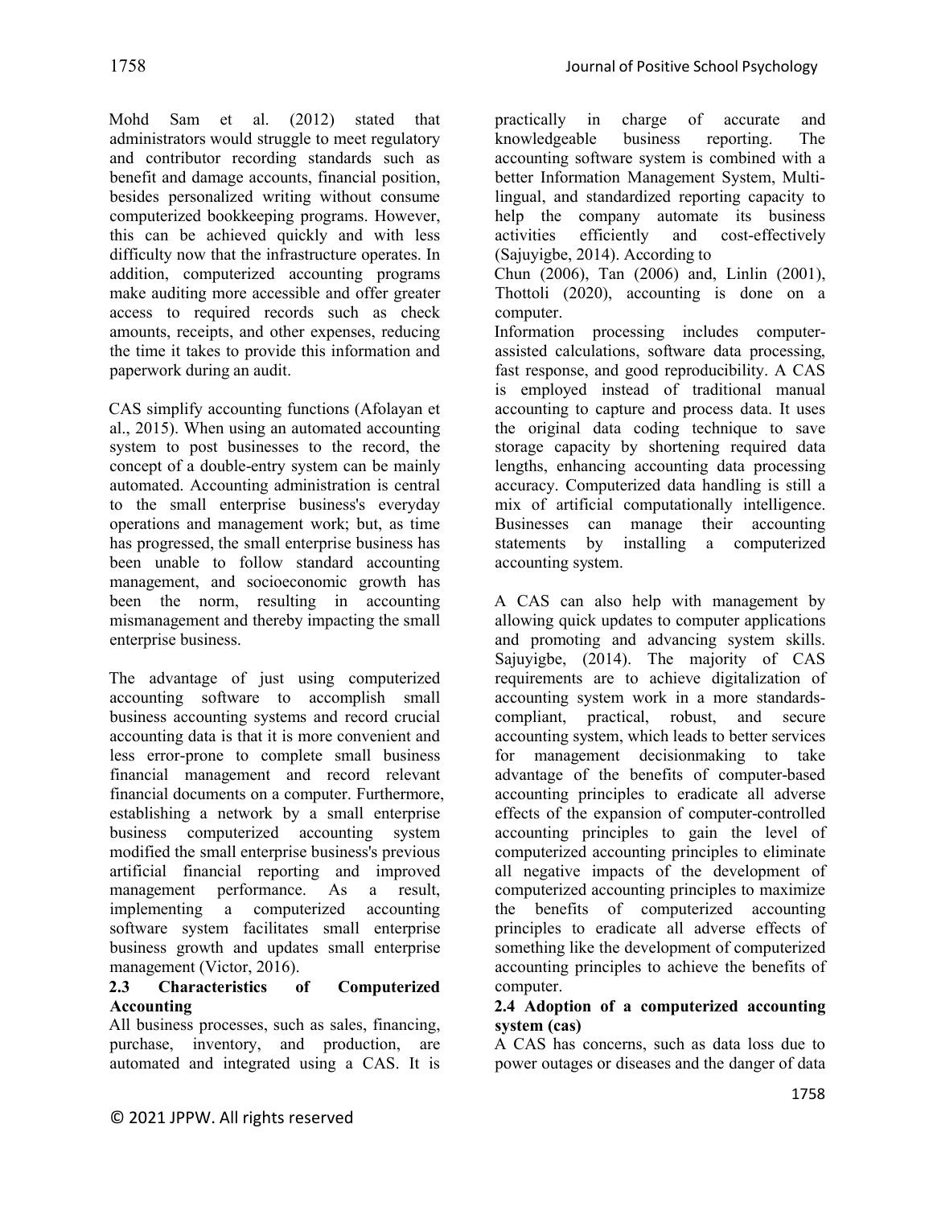Mohd Sam et al. (2012) stated that administrators would struggle to meet regulatory and contributor recording standards such as benefit and damage accounts, financial position, besides personalized writing without consume computerized bookkeeping programs. However, this can be achieved quickly and with less difficulty now that the infrastructure operates. In addition, computerized accounting programs make auditing more accessible and offer greater access to required records such as check amounts, receipts, and other expenses, reducing the time it takes to provide this information and paperwork during an audit.

CAS simplify accounting functions (Afolayan et al., 2015). When using an automated accounting system to post businesses to the record, the concept of a double-entry system can be mainly automated. Accounting administration is central to the small enterprise business's everyday operations and management work; but, as time has progressed, the small enterprise business has been unable to follow standard accounting management, and socioeconomic growth has been the norm, resulting in accounting mismanagement and thereby impacting the small enterprise business.

The advantage of just using computerized accounting software to accomplish small business accounting systems and record crucial accounting data is that it is more convenient and less error-prone to complete small business financial management and record relevant financial documents on a computer. Furthermore, establishing a network by a small enterprise business computerized accounting system modified the small enterprise business's previous artificial financial reporting and improved management performance. As a result, implementing a computerized accounting software system facilitates small enterprise business growth and updates small enterprise management (Victor, 2016).

### 2.3 Characteristics of Computerized Accounting

All business processes, such as sales, financing, purchase, inventory, and production, are automated and integrated using a CAS. It is practically in charge of accurate and knowledgeable business reporting. The accounting software system is combined with a better Information Management System, Multi-lingual, and standardized reporting capacity to help the company automate its business activities efficiently and cost-effectively (Sajuyigbe, 2014). According to
Chun (2006), Tan (2006) and, Linlin (2001), Thottoli (2020), accounting is done on a computer.
Information processing includes computer-assisted calculations, software data processing, fast response, and good reproducibility. A CAS is employed instead of traditional manual accounting to capture and process data. It uses the original data coding technique to save storage capacity by shortening required data lengths, enhancing accounting data processing accuracy. Computerized data handling is still a mix of artificial computationally intelligence. Businesses can manage their accounting statements by installing a computerized accounting system.

A CAS can also help with management by allowing quick updates to computer applications and promoting and advancing system skills. Sajuyigbe, (2014). The majority of CAS requirements are to achieve digitalization of accounting system work in a more standards-compliant, practical, robust, and secure accounting system, which leads to better services for management decisionmaking to take advantage of the benefits of computer-based accounting principles to eradicate all adverse effects of the expansion of computer-controlled accounting principles to gain the level of computerized accounting principles to eliminate all negative impacts of the development of computerized accounting principles to maximize the benefits of computerized accounting principles to eradicate all adverse effects of something like the development of computerized accounting principles to achieve the benefits of computer.

### 2.4 Adoption of a computerized accounting system (cas)

A CAS has concerns, such as data loss due to power outages or diseases and the danger of data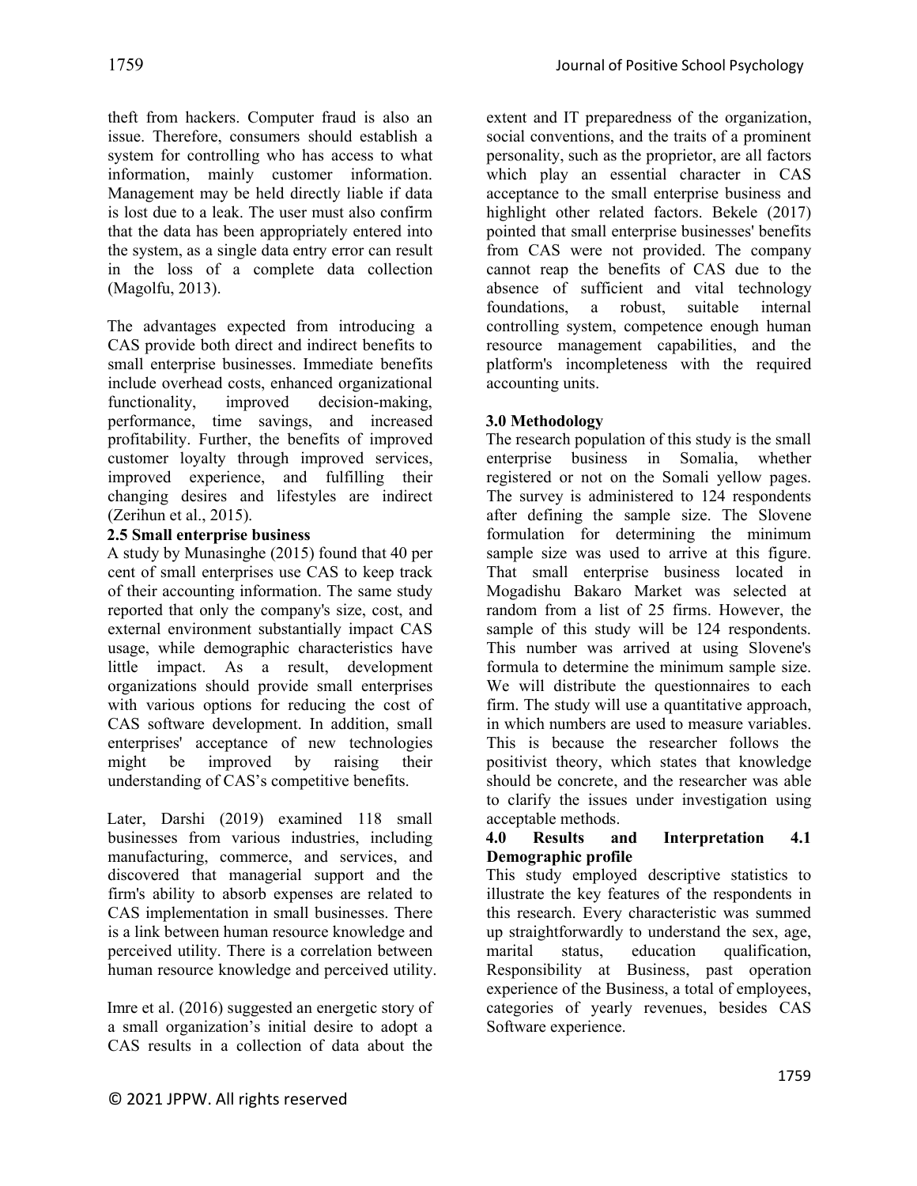theft from hackers. Computer fraud is also an issue. Therefore, consumers should establish a system for controlling who has access to what information, mainly customer information. Management may be held directly liable if data is lost due to a leak. The user must also confirm that the data has been appropriately entered into the system, as a single data entry error can result in the loss of a complete data collection (Magolfu, 2013).

The advantages expected from introducing a CAS provide both direct and indirect benefits to small enterprise businesses. Immediate benefits include overhead costs, enhanced organizational functionality, improved decision-making, performance, time savings, and increased profitability. Further, the benefits of improved customer loyalty through improved services, improved experience, and fulfilling their changing desires and lifestyles are indirect (Zerihun et al., 2015).

### 2.5 Small enterprise business

A study by Munasinghe (2015) found that 40 per cent of small enterprises use CAS to keep track of their accounting information. The same study reported that only the company's size, cost, and external environment substantially impact CAS usage, while demographic characteristics have little impact. As a result, development organizations should provide small enterprises with various options for reducing the cost of CAS software development. In addition, small enterprises' acceptance of new technologies might be improved by raising their understanding of CAS's competitive benefits.

Later, Darshi (2019) examined 118 small businesses from various industries, including manufacturing, commerce, and services, and discovered that managerial support and the firm's ability to absorb expenses are related to CAS implementation in small businesses. There is a link between human resource knowledge and perceived utility. There is a correlation between human resource knowledge and perceived utility.

Imre et al. (2016) suggested an energetic story of a small organization's initial desire to adopt a CAS results in a collection of data about the extent and IT preparedness of the organization, social conventions, and the traits of a prominent personality, such as the proprietor, are all factors which play an essential character in CAS acceptance to the small enterprise business and highlight other related factors. Bekele (2017) pointed that small enterprise businesses' benefits from CAS were not provided. The company cannot reap the benefits of CAS due to the absence of sufficient and vital technology foundations, a robust, suitable internal controlling system, competence enough human resource management capabilities, and the platform's incompleteness with the required accounting units.

## 3.0 Methodology

The research population of this study is the small enterprise business in Somalia, whether registered or not on the Somali yellow pages. The survey is administered to 124 respondents after defining the sample size. The Slovene formulation for determining the minimum sample size was used to arrive at this figure. That small enterprise business located in Mogadishu Bakaro Market was selected at random from a list of 25 firms. However, the sample of this study will be 124 respondents. This number was arrived at using Slovene's formula to determine the minimum sample size. We will distribute the questionnaires to each firm. The study will use a quantitative approach, in which numbers are used to measure variables. This is because the researcher follows the positivist theory, which states that knowledge should be concrete, and the researcher was able to clarify the issues under investigation using acceptable methods.

## 4.0 Results and Interpretation

### 4.1 Demographic profile

This study employed descriptive statistics to illustrate the key features of the respondents in this research. Every characteristic was summed up straightforwardly to understand the sex, age, marital status, education qualification, Responsibility at Business, past operation experience of the Business, a total of employees, categories of yearly revenues, besides CAS Software experience.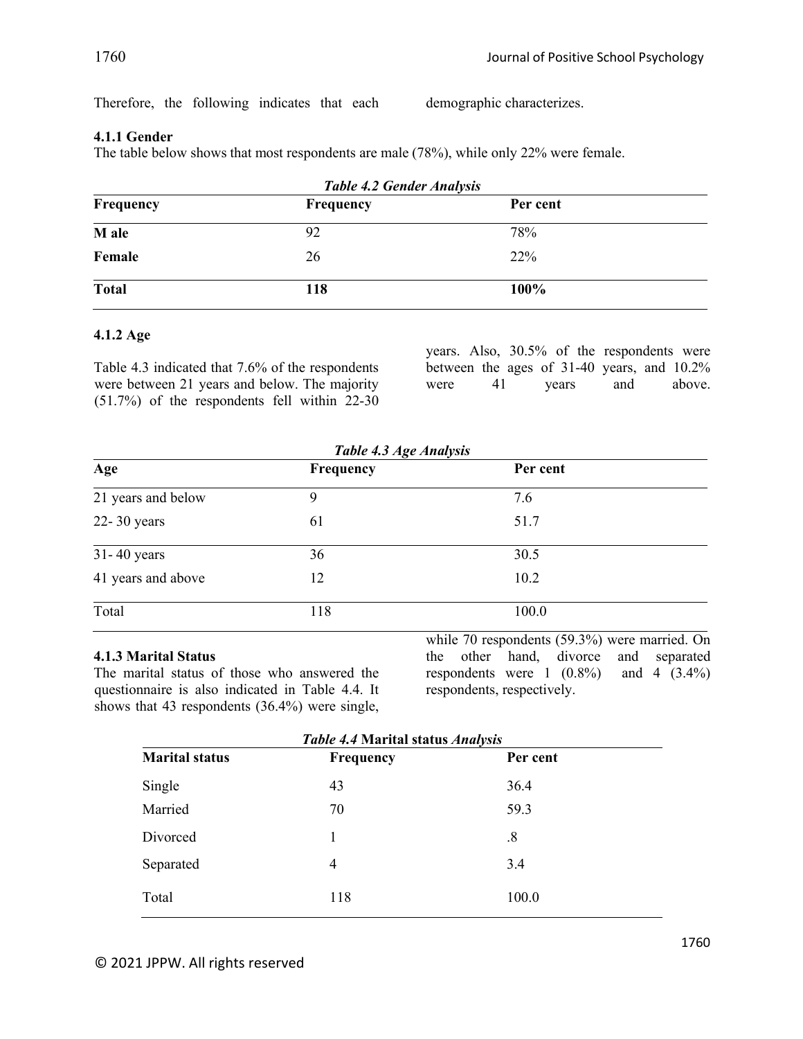Therefore, the following indicates that each demographic characterizes.

### 4.1.1 Gender

The table below shows that most respondents are male (78%), while only 22% were female.

***Table 4.2 Gender Analysis***

| Frequency | Frequency | Per cent |
|---|---|---|
| **M ale** | 92 | 78% |
| **Female** | 26 | 22% |
| **Total** | **118** | **100%** |

### 4.1.2 Age

Table 4.3 indicated that 7.6% of the respondents were between 21 years and below. The majority (51.7%) of the respondents fell within 22-30 years. Also, 30.5% of the respondents were between the ages of 31-40 years, and 10.2% were 41 years and above.

***Table 4.3 Age Analysis***

| Age | Frequency | Per cent |
|---|---|---|
| 21 years and below | 9 | 7.6 |
| 22- 30 years | 61 | 51.7 |
| 31- 40 years | 36 | 30.5 |
| 41 years and above | 12 | 10.2 |
| Total | 118 | 100.0 |

### 4.1.3 Marital Status

The marital status of those who answered the questionnaire is also indicated in Table 4.4. It shows that 43 respondents (36.4%) were single, while 70 respondents (59.3%) were married. On the other hand, divorce and separated respondents were 1 (0.8%) and 4 (3.4%) respondents, respectively.

***Table 4.4* Marital status *Analysis***

| Marital status | Frequency | Per cent |
|---|---|---|
| Single | 43 | 36.4 |
| Married | 70 | 59.3 |
| Divorced | 1 | .8 |
| Separated | 4 | 3.4 |
| Total | 118 | 100.0 |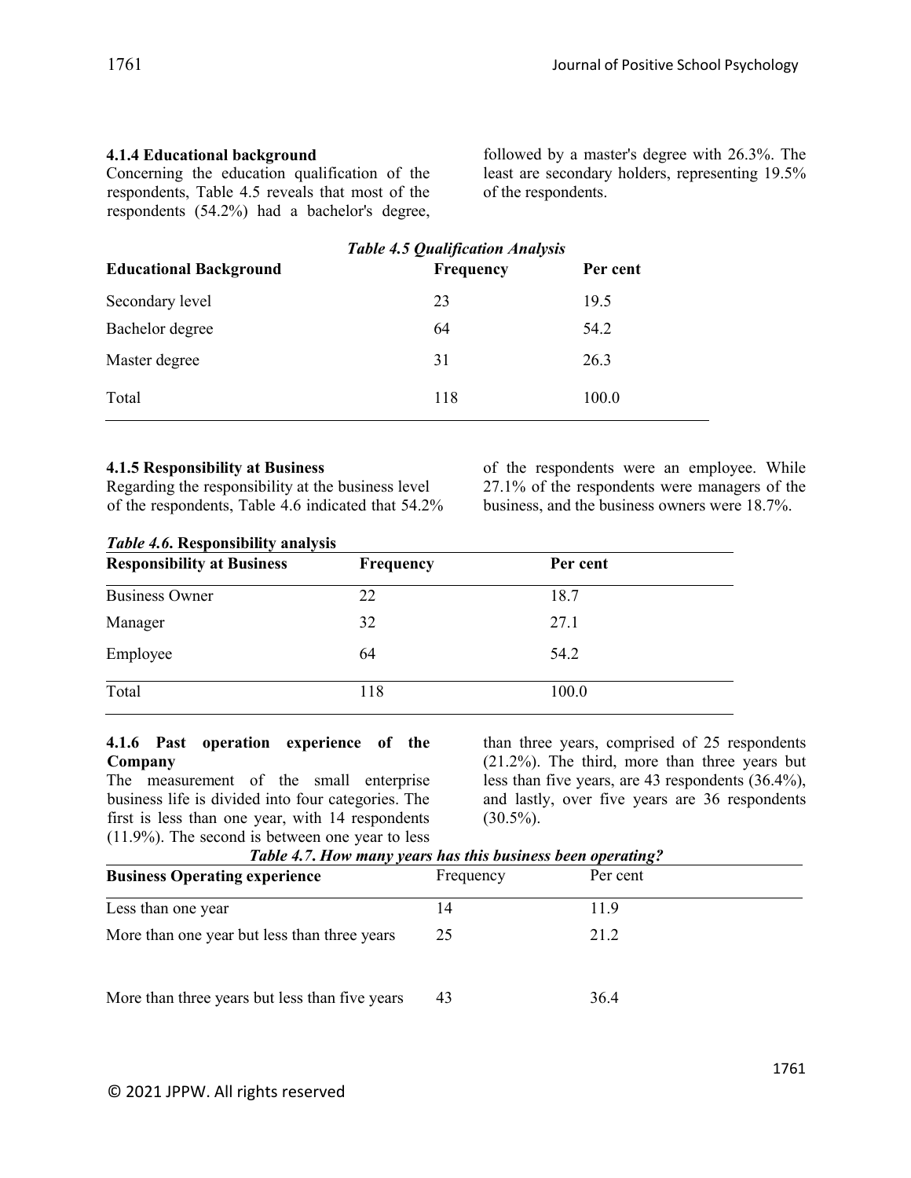#### 4.1.4 Educational background

Concerning the education qualification of the respondents, Table 4.5 reveals that most of the respondents (54.2%) had a bachelor's degree, followed by a master's degree with 26.3%. The least are secondary holders, representing 19.5% of the respondents.

***Table 4.5 Qualification Analysis***

| Educational Background | Frequency | Per cent |
|---|---|---|
| Secondary level | 23 | 19.5 |
| Bachelor degree | 64 | 54.2 |
| Master degree | 31 | 26.3 |
| Total | 118 | 100.0 |

#### 4.1.5 Responsibility at Business

Regarding the responsibility at the business level of the respondents, Table 4.6 indicated that 54.2% of the respondents were an employee. While 27.1% of the respondents were managers of the business, and the business owners were 18.7%.

***Table 4.6.* Responsibility analysis**

| Responsibility at Business | Frequency | Per cent |
|---|---|---|
| Business Owner | 22 | 18.7 |
| Manager | 32 | 27.1 |
| Employee | 64 | 54.2 |
| Total | 118 | 100.0 |

#### 4.1.6 Past operation experience of the Company

The measurement of the small enterprise business life is divided into four categories. The first is less than one year, with 14 respondents (11.9%). The second is between one year to less than three years, comprised of 25 respondents (21.2%). The third, more than three years but less than five years, are 43 respondents (36.4%), and lastly, over five years are 36 respondents (30.5%).

***Table 4.7. How many years has this business been operating?***

| Business Operating experience | Frequency | Per cent |
|---|---|---|
| Less than one year | 14 | 11.9 |
| More than one year but less than three years | 25 | 21.2 |
| More than three years but less than five years | 43 | 36.4 |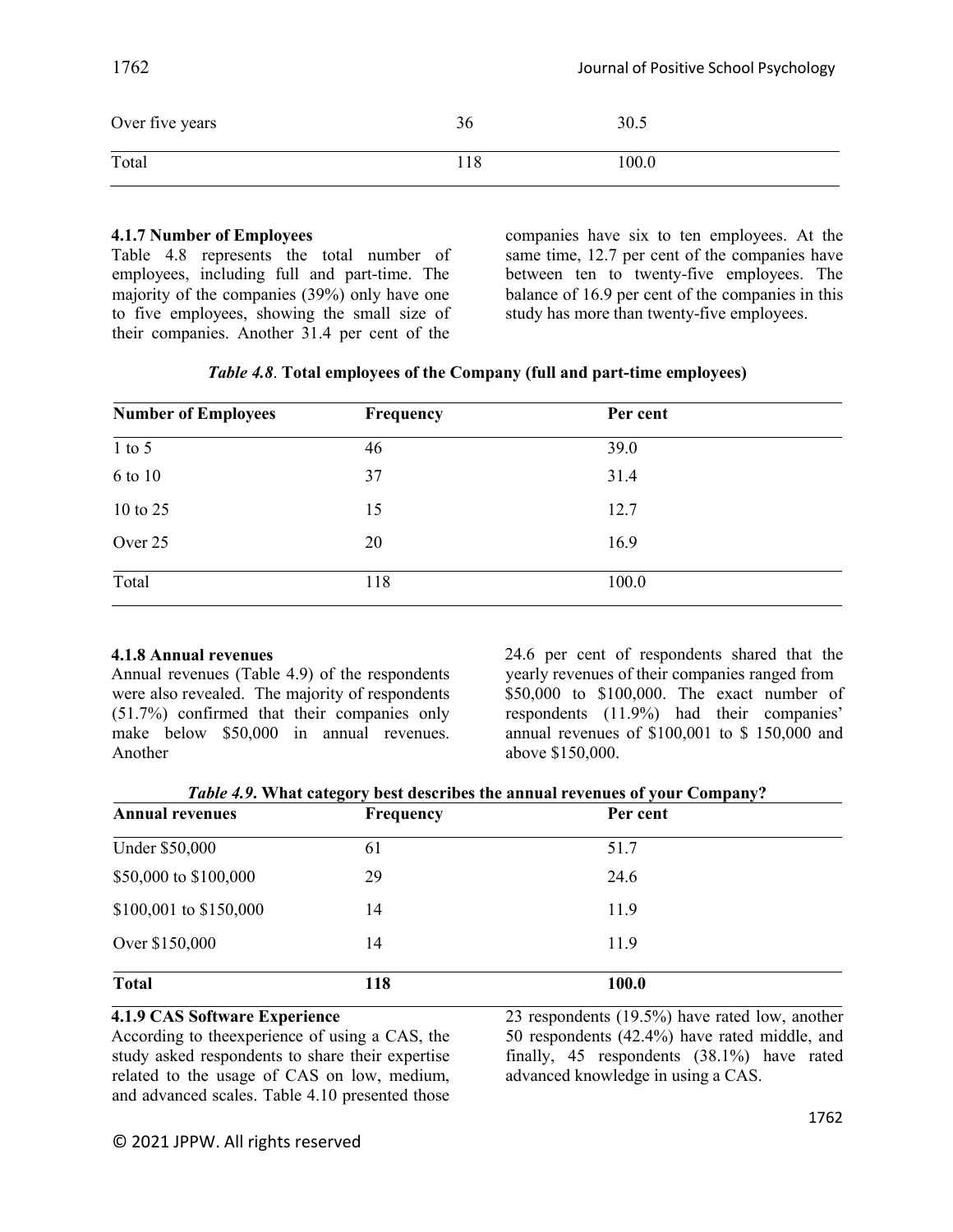| Over five years | 36 | 30.5 |
| --- | --- | --- |
| Total | 118 | 100.0 |

### 4.1.7 Number of Employees

Table 4.8 represents the total number of employees, including full and part-time. The majority of the companies (39%) only have one to five employees, showing the small size of their companies. Another 31.4 per cent of the companies have six to ten employees. At the same time, 12.7 per cent of the companies have between ten to twenty-five employees. The balance of 16.9 per cent of the companies in this study has more than twenty-five employees.

***Table 4.8*. Total employees of the Company (full and part-time employees)**

| Number of Employees | Frequency | Per cent |
| --- | --- | --- |
| 1 to 5 | 46 | 39.0 |
| 6 to 10 | 37 | 31.4 |
| 10 to 25 | 15 | 12.7 |
| Over 25 | 20 | 16.9 |
| Total | 118 | 100.0 |

### 4.1.8 Annual revenues

Annual revenues (Table 4.9) of the respondents were also revealed. The majority of respondents (51.7%) confirmed that their companies only make below $50,000 in annual revenues. Another 24.6 per cent of respondents shared that the yearly revenues of their companies ranged from $50,000 to $100,000. The exact number of respondents (11.9%) had their companies' annual revenues of $100,001 to $ 150,000 and above $150,000.

***Table 4.9*. What category best describes the annual revenues of your Company?**

| Annual revenues | Frequency | Per cent |
| --- | --- | --- |
| Under $50,000 | 61 | 51.7 |
| $50,000 to $100,000 | 29 | 24.6 |
| $100,001 to $150,000 | 14 | 11.9 |
| Over $150,000 | 14 | 11.9 |
| **Total** | **118** | **100.0** |

### 4.1.9 CAS Software Experience

According to theexperience of using a CAS, the study asked respondents to share their expertise related to the usage of CAS on low, medium, and advanced scales. Table 4.10 presented those 23 respondents (19.5%) have rated low, another 50 respondents (42.4%) have rated middle, and finally, 45 respondents (38.1%) have rated advanced knowledge in using a CAS.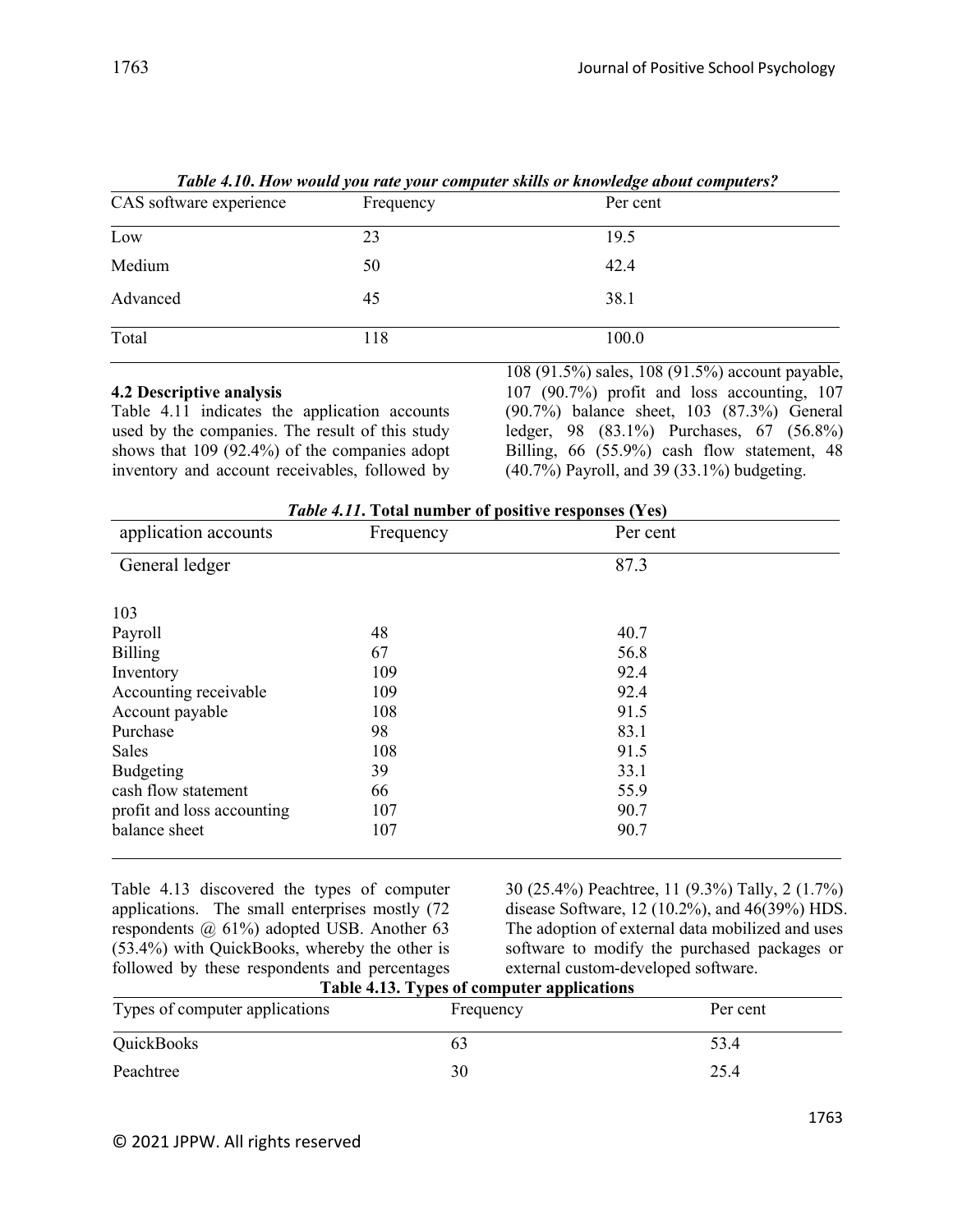*Table 4.10. How would you rate your computer skills or knowledge about computers?*

| CAS software experience | Frequency | Per cent |
|---|---|---|
| Low | 23 | 19.5 |
| Medium | 50 | 42.4 |
| Advanced | 45 | 38.1 |
| Total | 118 | 100.0 |

**4.2 Descriptive analysis**

Table 4.11 indicates the application accounts used by the companies. The result of this study shows that 109 (92.4%) of the companies adopt inventory and account receivables, followed by 108 (91.5%) sales, 108 (91.5%) account payable, 107 (90.7%) profit and loss accounting, 107 (90.7%) balance sheet, 103 (87.3%) General ledger, 98 (83.1%) Purchases, 67 (56.8%) Billing, 66 (55.9%) cash flow statement, 48 (40.7%) Payroll, and 39 (33.1%) budgeting.

*Table 4.11*. **Total number of positive responses (Yes)**

| application accounts | Frequency | Per cent |
|---|---|---|
| General ledger | | 87.3 |
| 103 | | |
| Payroll | 48 | 40.7 |
| Billing | 67 | 56.8 |
| Inventory | 109 | 92.4 |
| Accounting receivable | 109 | 92.4 |
| Account payable | 108 | 91.5 |
| Purchase | 98 | 83.1 |
| Sales | 108 | 91.5 |
| Budgeting | 39 | 33.1 |
| cash flow statement | 66 | 55.9 |
| profit and loss accounting | 107 | 90.7 |
| balance sheet | 107 | 90.7 |

Table 4.13 discovered the types of computer applications. The small enterprises mostly (72 respondents @ 61%) adopted USB. Another 63 (53.4%) with QuickBooks, whereby the other is followed by these respondents and percentages 30 (25.4%) Peachtree, 11 (9.3%) Tally, 2 (1.7%) disease Software, 12 (10.2%), and 46(39%) HDS. The adoption of external data mobilized and uses software to modify the purchased packages or external custom-developed software.

**Table 4.13. Types of computer applications**

| Types of computer applications | Frequency | Per cent |
|---|---|---|
| QuickBooks | 63 | 53.4 |
| Peachtree | 30 | 25.4 |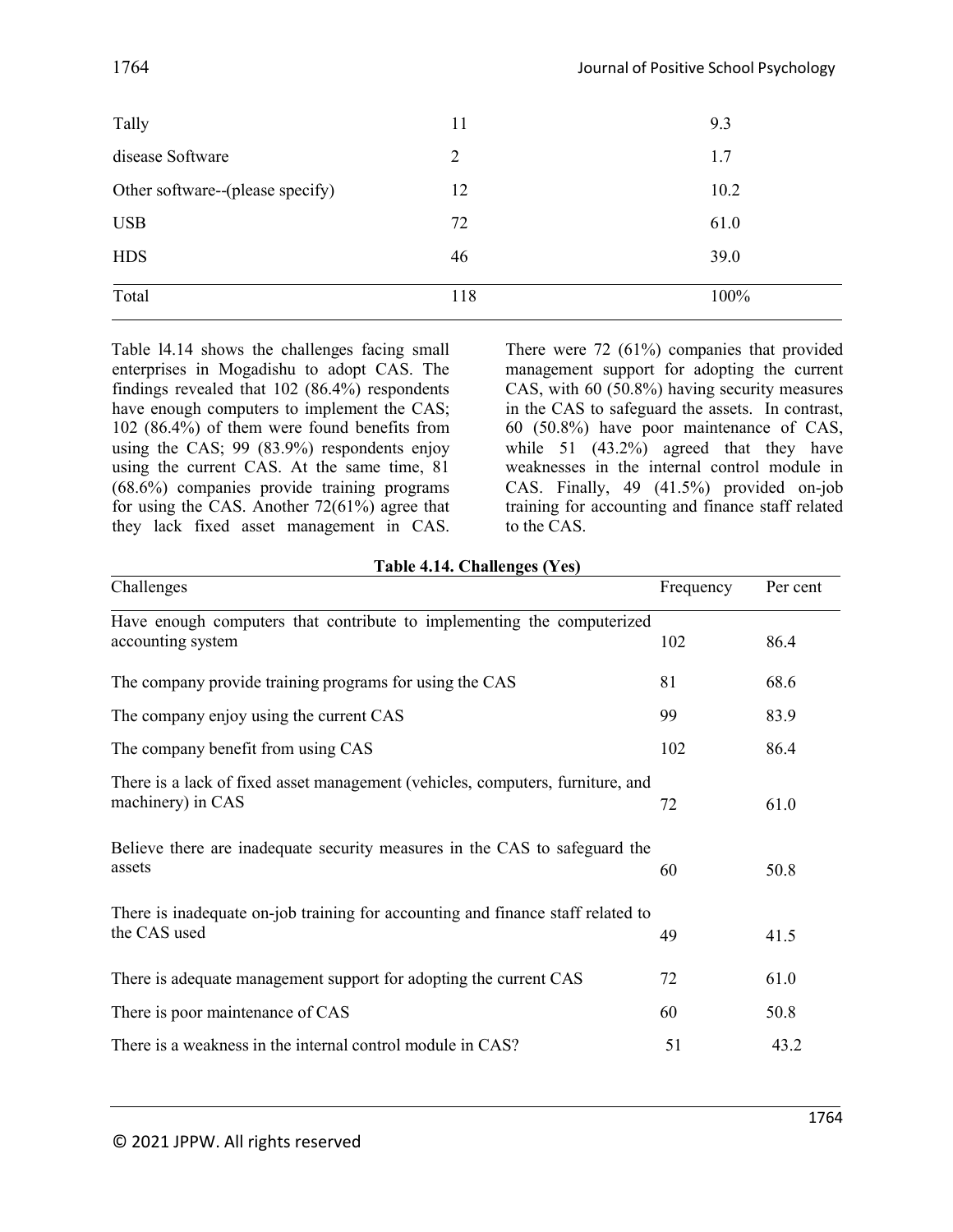| | | |
|---|---|---|
| Tally | 11 | 9.3 |
| disease Software | 2 | 1.7 |
| Other software--(please specify) | 12 | 10.2 |
| USB | 72 | 61.0 |
| HDS | 46 | 39.0 |
| Total | 118 | 100% |

Table l4.14 shows the challenges facing small enterprises in Mogadishu to adopt CAS. The findings revealed that 102 (86.4%) respondents have enough computers to implement the CAS; 102 (86.4%) of them were found benefits from using the CAS; 99 (83.9%) respondents enjoy using the current CAS. At the same time, 81 (68.6%) companies provide training programs for using the CAS. Another 72(61%) agree that they lack fixed asset management in CAS. There were 72 (61%) companies that provided management support for adopting the current CAS, with 60 (50.8%) having security measures in the CAS to safeguard the assets. In contrast, 60 (50.8%) have poor maintenance of CAS, while 51 (43.2%) agreed that they have weaknesses in the internal control module in CAS. Finally, 49 (41.5%) provided on-job training for accounting and finance staff related to the CAS.

**Table 4.14. Challenges (Yes)**

| Challenges | Frequency | Per cent |
|---|---|---|
| Have enough computers that contribute to implementing the computerized accounting system | 102 | 86.4 |
| The company provide training programs for using the CAS | 81 | 68.6 |
| The company enjoy using the current CAS | 99 | 83.9 |
| The company benefit from using CAS | 102 | 86.4 |
| There is a lack of fixed asset management (vehicles, computers, furniture, and machinery) in CAS | 72 | 61.0 |
| Believe there are inadequate security measures in the CAS to safeguard the assets | 60 | 50.8 |
| There is inadequate on-job training for accounting and finance staff related to the CAS used | 49 | 41.5 |
| There is adequate management support for adopting the current CAS | 72 | 61.0 |
| There is poor maintenance of CAS | 60 | 50.8 |
| There is a weakness in the internal control module in CAS? | 51 | 43.2 |

© 2021 JPPW. All rights reserved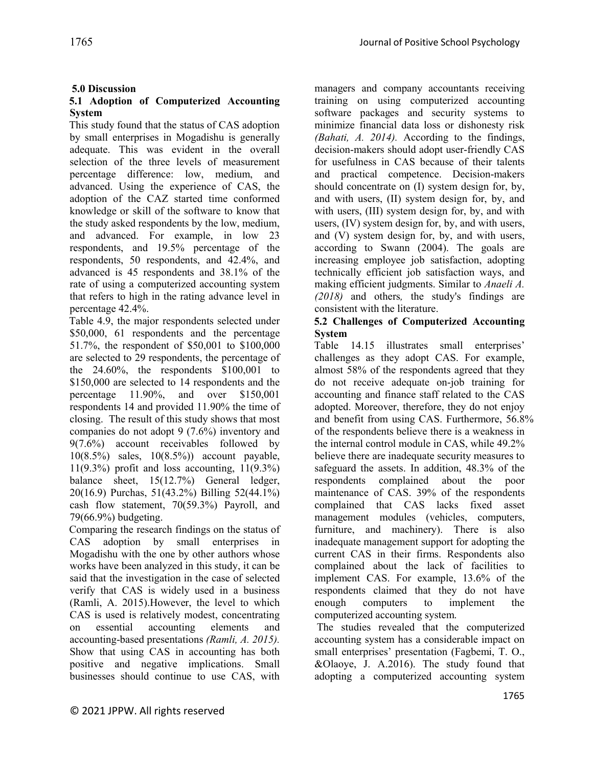## 5.0 Discussion

### 5.1 Adoption of Computerized Accounting System

This study found that the status of CAS adoption by small enterprises in Mogadishu is generally adequate. This was evident in the overall selection of the three levels of measurement percentage difference: low, medium, and advanced. Using the experience of CAS, the adoption of the CAZ started time conformed knowledge or skill of the software to know that the study asked respondents by the low, medium, and advanced. For example, in low 23 respondents, and 19.5% percentage of the respondents, 50 respondents, and 42.4%, and advanced is 45 respondents and 38.1% of the rate of using a computerized accounting system that refers to high in the rating advance level in percentage 42.4%.

Table 4.9, the major respondents selected under $50,000, 61 respondents and the percentage 51.7%, the respondent of $50,001 to $100,000 are selected to 29 respondents, the percentage of the 24.60%, the respondents $100,001 to $150,000 are selected to 14 respondents and the percentage 11.90%, and over $150,001 respondents 14 and provided 11.90% the time of closing. The result of this study shows that most companies do not adopt 9 (7.6%) inventory and 9(7.6%) account receivables followed by 10(8.5%) sales, 10(8.5%)) account payable, 11(9.3%) profit and loss accounting, 11(9.3%) balance sheet, 15(12.7%) General ledger, 20(16.9) Purchas, 51(43.2%) Billing 52(44.1%) cash flow statement, 70(59.3%) Payroll, and 79(66.9%) budgeting.

Comparing the research findings on the status of CAS adoption by small enterprises in Mogadishu with the one by other authors whose works have been analyzed in this study, it can be said that the investigation in the case of selected verify that CAS is widely used in a business (Ramli, A. 2015).However, the level to which CAS is used is relatively modest, concentrating on essential accounting elements and accounting-based presentations *(Ramli, A. 2015).* Show that using CAS in accounting has both positive and negative implications. Small businesses should continue to use CAS, with managers and company accountants receiving training on using computerized accounting software packages and security systems to minimize financial data loss or dishonesty risk *(Bahati, A. 2014).* According to the findings, decision-makers should adopt user-friendly CAS for usefulness in CAS because of their talents and practical competence. Decision-makers should concentrate on (I) system design for, by, and with users, (II) system design for, by, and with users, (III) system design for, by, and with users, (IV) system design for, by, and with users, and (V) system design for, by, and with users, according to Swann (2004). The goals are increasing employee job satisfaction, adopting technically efficient job satisfaction ways, and making efficient judgments. Similar to *Anaeli A. (2018)* and others*,* the study's findings are consistent with the literature.

### 5.2 Challenges of Computerized Accounting System

Table 14.15 illustrates small enterprises' challenges as they adopt CAS. For example, almost 58% of the respondents agreed that they do not receive adequate on-job training for accounting and finance staff related to the CAS adopted. Moreover, therefore, they do not enjoy and benefit from using CAS. Furthermore, 56.8% of the respondents believe there is a weakness in the internal control module in CAS, while 49.2% believe there are inadequate security measures to safeguard the assets. In addition, 48.3% of the respondents complained about the poor maintenance of CAS. 39% of the respondents complained that CAS lacks fixed asset management modules (vehicles, computers, furniture, and machinery). There is also inadequate management support for adopting the current CAS in their firms. Respondents also complained about the lack of facilities to implement CAS. For example, 13.6% of the respondents claimed that they do not have enough computers to implement the computerized accounting system.

The studies revealed that the computerized accounting system has a considerable impact on small enterprises' presentation (Fagbemi, T. O., &Olaoye, J. A.2016). The study found that adopting a computerized accounting system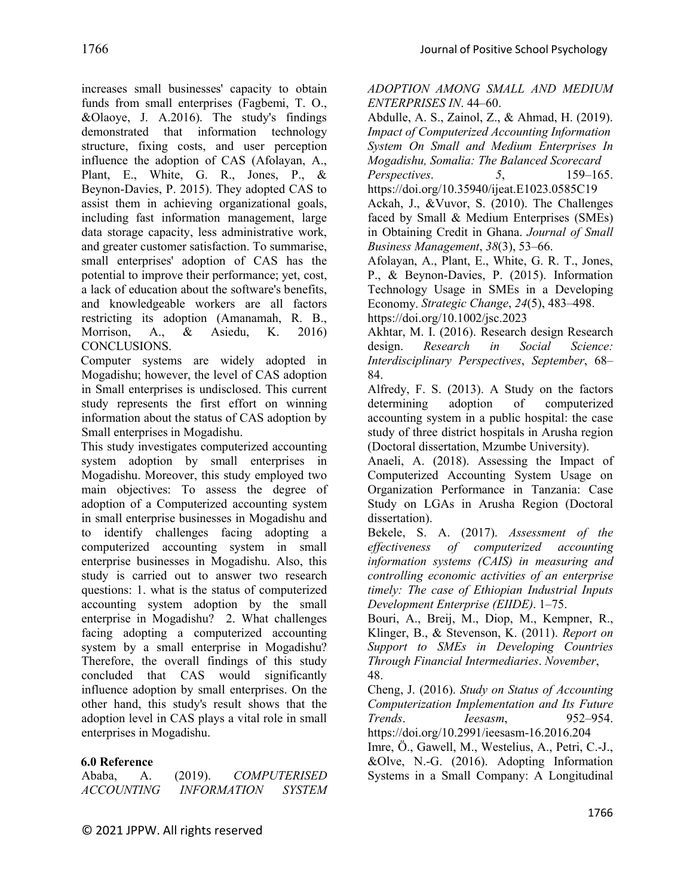increases small businesses' capacity to obtain funds from small enterprises (Fagbemi, T. O., &Olaoye, J. A.2016). The study's findings demonstrated that information technology structure, fixing costs, and user perception influence the adoption of CAS (Afolayan, A., Plant, E., White, G. R., Jones, P., & Beynon-Davies, P. 2015). They adopted CAS to assist them in achieving organizational goals, including fast information management, large data storage capacity, less administrative work, and greater customer satisfaction. To summarise, small enterprises' adoption of CAS has the potential to improve their performance; yet, cost, a lack of education about the software's benefits, and knowledgeable workers are all factors restricting its adoption (Amanamah, R. B., Morrison, A., & Asiedu, K. 2016)

## CONCLUSIONS.

Computer systems are widely adopted in Mogadishu; however, the level of CAS adoption in Small enterprises is undisclosed. This current study represents the first effort on winning information about the status of CAS adoption by Small enterprises in Mogadishu.

This study investigates computerized accounting system adoption by small enterprises in Mogadishu. Moreover, this study employed two main objectives: To assess the degree of adoption of a Computerized accounting system in small enterprise businesses in Mogadishu and to identify challenges facing adopting a computerized accounting system in small enterprise businesses in Mogadishu. Also, this study is carried out to answer two research questions: 1. what is the status of computerized accounting system adoption by the small enterprise in Mogadishu? 2. What challenges facing adopting a computerized accounting system by a small enterprise in Mogadishu? Therefore, the overall findings of this study concluded that CAS would significantly influence adoption by small enterprises. On the other hand, this study's result shows that the adoption level in CAS plays a vital role in small enterprises in Mogadishu.

## 6.0 Reference

Ababa, A. (2019). *COMPUTERISED ACCOUNTING INFORMATION SYSTEM ADOPTION AMONG SMALL AND MEDIUM ENTERPRISES IN*. 44–60.

Abdulle, A. S., Zainol, Z., & Ahmad, H. (2019). *Impact of Computerized Accounting Information System On Small and Medium Enterprises In Mogadishu, Somalia: The Balanced Scorecard Perspectives*. *5*, 159–165. https://doi.org/10.35940/ijeat.E1023.0585C19

Ackah, J., &Vuvor, S. (2010). The Challenges faced by Small & Medium Enterprises (SMEs) in Obtaining Credit in Ghana. *Journal of Small Business Management*, *38*(3), 53–66.

Afolayan, A., Plant, E., White, G. R. T., Jones, P., & Beynon-Davies, P. (2015). Information Technology Usage in SMEs in a Developing Economy. *Strategic Change*, *24*(5), 483–498. https://doi.org/10.1002/jsc.2023

Akhtar, M. I. (2016). Research design Research design. *Research in Social Science: Interdisciplinary Perspectives*, *September*, 68–84.

Alfredy, F. S. (2013). A Study on the factors determining adoption of computerized accounting system in a public hospital: the case study of three district hospitals in Arusha region (Doctoral dissertation, Mzumbe University).

Anaeli, A. (2018). Assessing the Impact of Computerized Accounting System Usage on Organization Performance in Tanzania: Case Study on LGAs in Arusha Region (Doctoral dissertation).

Bekele, S. A. (2017). *Assessment of the effectiveness of computerized accounting information systems (CAIS) in measuring and controlling economic activities of an enterprise timely: The case of Ethiopian Industrial Inputs Development Enterprise (EIIDE)*. 1–75.

Bouri, A., Breij, M., Diop, M., Kempner, R., Klinger, B., & Stevenson, K. (2011). *Report on Support to SMEs in Developing Countries Through Financial Intermediaries*. *November*, 48.

Cheng, J. (2016). *Study on Status of Accounting Computerization Implementation and Its Future Trends*. *Ieesasm*, 952–954. https://doi.org/10.2991/ieesasm-16.2016.204

Imre, Ö., Gawell, M., Westelius, A., Petri, C.-J., &Olve, N.-G. (2016). Adopting Information Systems in a Small Company: A Longitudinal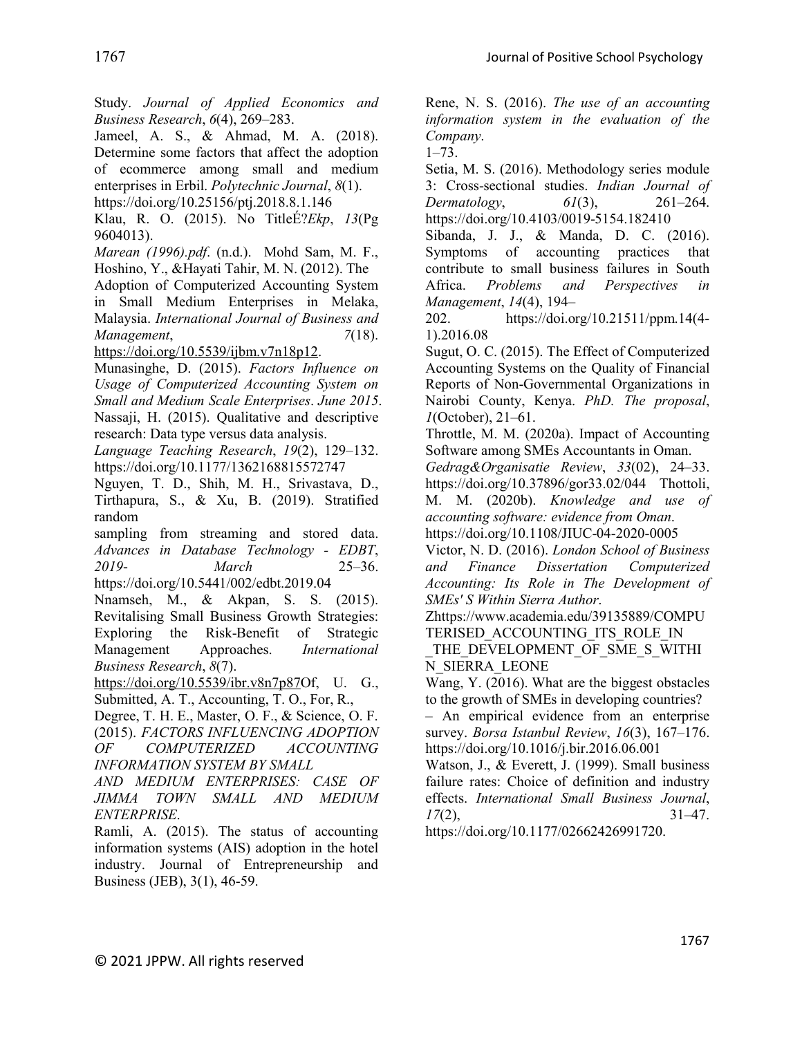Study. *Journal of Applied Economics and Business Research*, *6*(4), 269–283.

Jameel, A. S., & Ahmad, M. A. (2018). Determine some factors that affect the adoption of ecommerce among small and medium enterprises in Erbil. *Polytechnic Journal*, *8*(1). https://doi.org/10.25156/ptj.2018.8.1.146

Klau, R. O. (2015). No TitleÉ?*Ekp*, *13*(Pg 9604013).

*Marean (1996).pdf*. (n.d.). Mohd Sam, M. F., Hoshino, Y., &Hayati Tahir, M. N. (2012). The Adoption of Computerized Accounting System in Small Medium Enterprises in Melaka, Malaysia. *International Journal of Business and Management*, *7*(18). https://doi.org/10.5539/ijbm.v7n18p12.

Munasinghe, D. (2015). *Factors Influence on Usage of Computerized Accounting System on Small and Medium Scale Enterprises*. *June 2015*.

Nassaji, H. (2015). Qualitative and descriptive research: Data type versus data analysis. *Language Teaching Research*, *19*(2), 129–132. https://doi.org/10.1177/1362168815572747

Nguyen, T. D., Shih, M. H., Srivastava, D., Tirthapura, S., & Xu, B. (2019). Stratified random sampling from streaming and stored data. *Advances in Database Technology - EDBT*, *2019- March* 25–36. https://doi.org/10.5441/002/edbt.2019.04

Nnamseh, M., & Akpan, S. S. (2015). Revitalising Small Business Growth Strategies: Exploring the Risk-Benefit of Strategic Management Approaches. *International Business Research*, *8*(7). https://doi.org/10.5539/ibr.v8n7p87Of, U. G., Submitted, A. T., Accounting, T. O., For, R., Degree, T. H. E., Master, O. F., & Science, O. F. (2015). *FACTORS INFLUENCING ADOPTION OF COMPUTERIZED ACCOUNTING INFORMATION SYSTEM BY SMALL AND MEDIUM ENTERPRISES: CASE OF JIMMA TOWN SMALL AND MEDIUM ENTERPRISE*.

Ramli, A. (2015). The status of accounting information systems (AIS) adoption in the hotel industry. Journal of Entrepreneurship and Business (JEB), 3(1), 46-59.

Rene, N. S. (2016). *The use of an accounting information system in the evaluation of the Company*. 1–73.

Setia, M. S. (2016). Methodology series module 3: Cross-sectional studies. *Indian Journal of Dermatology*, *61*(3), 261–264. https://doi.org/10.4103/0019-5154.182410

Sibanda, J. J., & Manda, D. C. (2016). Symptoms of accounting practices that contribute to small business failures in South Africa. *Problems and Perspectives in Management*, *14*(4), 194–202. https://doi.org/10.21511/ppm.14(4-1).2016.08

Sugut, O. C. (2015). The Effect of Computerized Accounting Systems on the Quality of Financial Reports of Non-Governmental Organizations in Nairobi County, Kenya. *PhD. The proposal*, *1*(October), 21–61.

Throttle, M. M. (2020a). Impact of Accounting Software among SMEs Accountants in Oman. *Gedrag&Organisatie Review*, *33*(02), 24–33. https://doi.org/10.37896/gor33.02/044 Thottoli, M. M. (2020b). *Knowledge and use of accounting software: evidence from Oman*. https://doi.org/10.1108/JIUC-04-2020-0005

Victor, N. D. (2016). *London School of Business and Finance Dissertation Computerized Accounting: Its Role in The Development of SMEs' S Within Sierra Author*. Zhttps://www.academia.edu/39135889/COMPUTERISED_ACCOUNTING_ITS_ROLE_IN_THE_DEVELOPMENT_OF_SME_S_WITHIN_SIERRA_LEONE

Wang, Y. (2016). What are the biggest obstacles to the growth of SMEs in developing countries? – An empirical evidence from an enterprise survey. *Borsa Istanbul Review*, *16*(3), 167–176. https://doi.org/10.1016/j.bir.2016.06.001

Watson, J., & Everett, J. (1999). Small business failure rates: Choice of definition and industry effects. *International Small Business Journal*, *17*(2), 31–47. https://doi.org/10.1177/02662426991720.